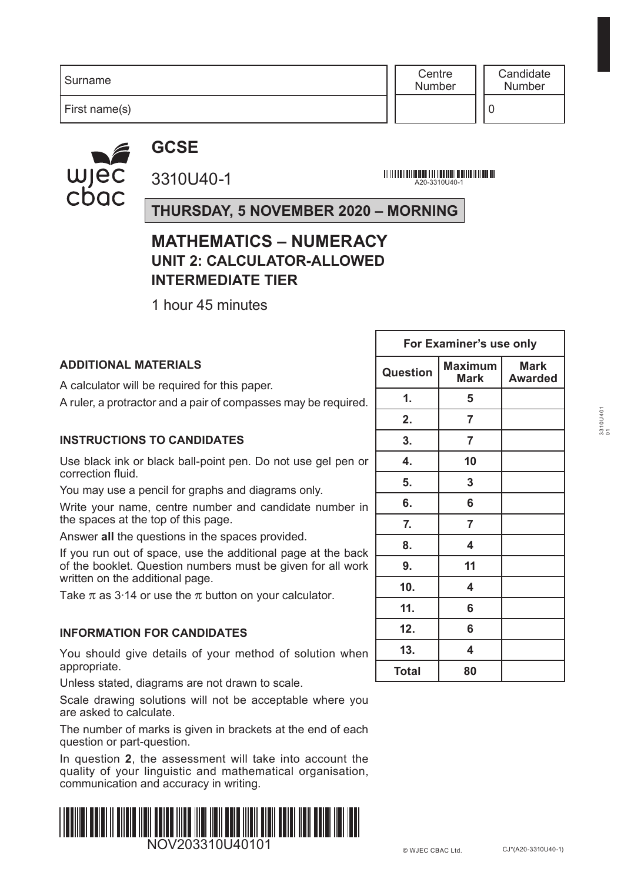| Surname | Centre Number | Candidate Number |
|---|---|---|
| First name(s) | | 0 |

# GCSE

3310U40-1

A20-3310U40-1

**THURSDAY, 5 NOVEMBER 2020 – MORNING**

## MATHEMATICS – NUMERACY
### UNIT 2: CALCULATOR-ALLOWED
### INTERMEDIATE TIER

1 hour 45 minutes

| For Examiner's use only | | |
|---|---|---|
| **Question** | **Maximum Mark** | **Mark Awarded** |
| **1.** | **5** | |
| **2.** | **7** | |
| **3.** | **7** | |
| **4.** | **10** | |
| **5.** | **3** | |
| **6.** | **6** | |
| **7.** | **7** | |
| **8.** | **4** | |
| **9.** | **11** | |
| **10.** | **4** | |
| **11.** | **6** | |
| **12.** | **6** | |
| **13.** | **4** | |
| **Total** | **80** | |

**ADDITIONAL MATERIALS**

A calculator will be required for this paper.

A ruler, a protractor and a pair of compasses may be required.

**INSTRUCTIONS TO CANDIDATES**

Use black ink or black ball-point pen. Do not use gel pen or correction fluid.

You may use a pencil for graphs and diagrams only.

Write your name, centre number and candidate number in the spaces at the top of this page.

Answer **all** the questions in the spaces provided.

If you run out of space, use the additional page at the back of the booklet. Question numbers must be given for all work written on the additional page.

Take $\pi$ as 3·14 or use the $\pi$ button on your calculator.

**INFORMATION FOR CANDIDATES**

You should give details of your method of solution when appropriate.

Unless stated, diagrams are not drawn to scale.

Scale drawing solutions will not be acceptable where you are asked to calculate.

The number of marks is given in brackets at the end of each question or part-question.

In question **2**, the assessment will take into account the quality of your linguistic and mathematical organisation, communication and accuracy in writing.

NOV203310U40101

© WJEC CBAC Ltd. CJ*(A20-3310U40-1)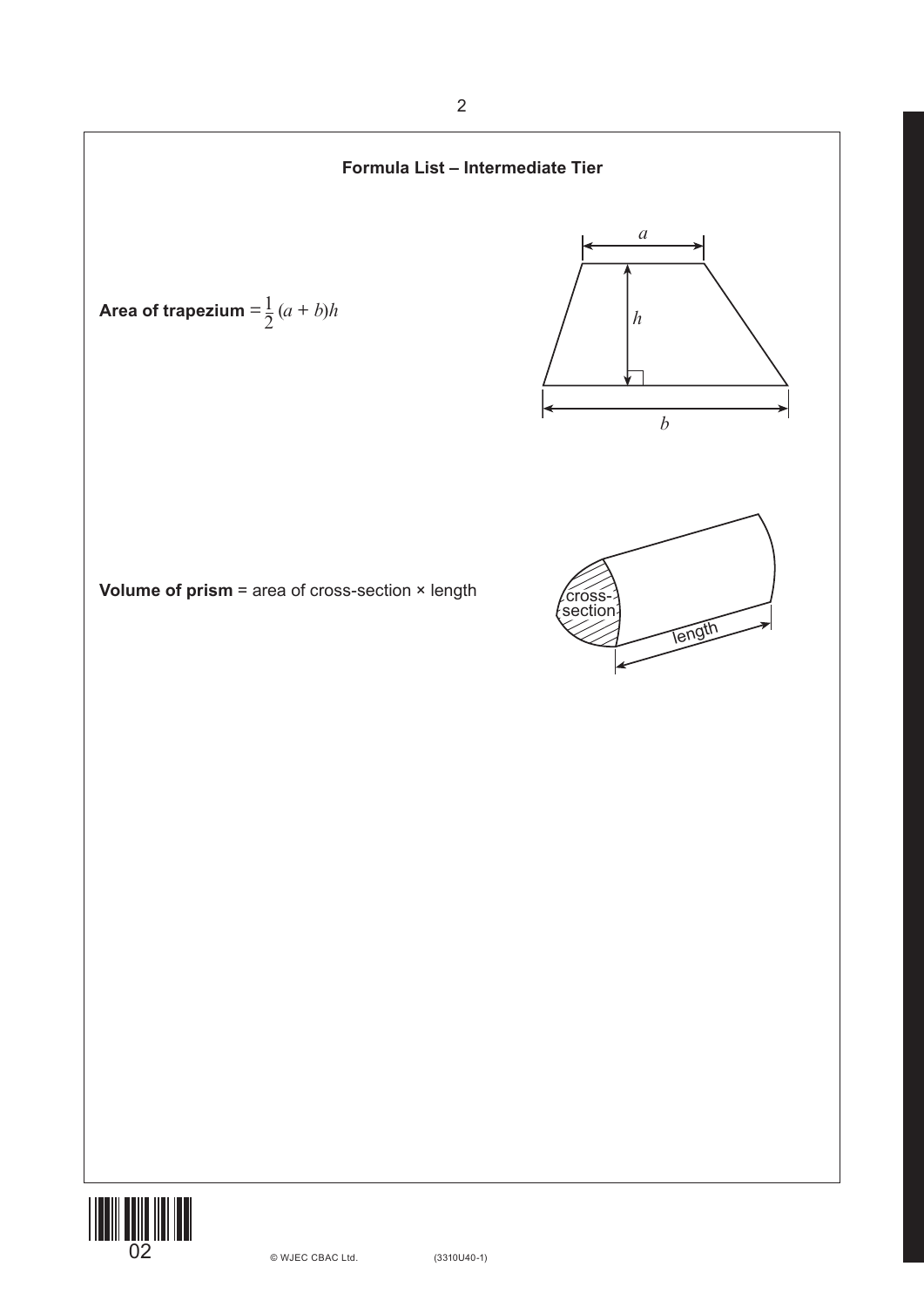## Formula List – Intermediate Tier

**Area of trapezium** $= \frac{1}{2}(a + b)h$

**Volume of prism** = area of cross-section × length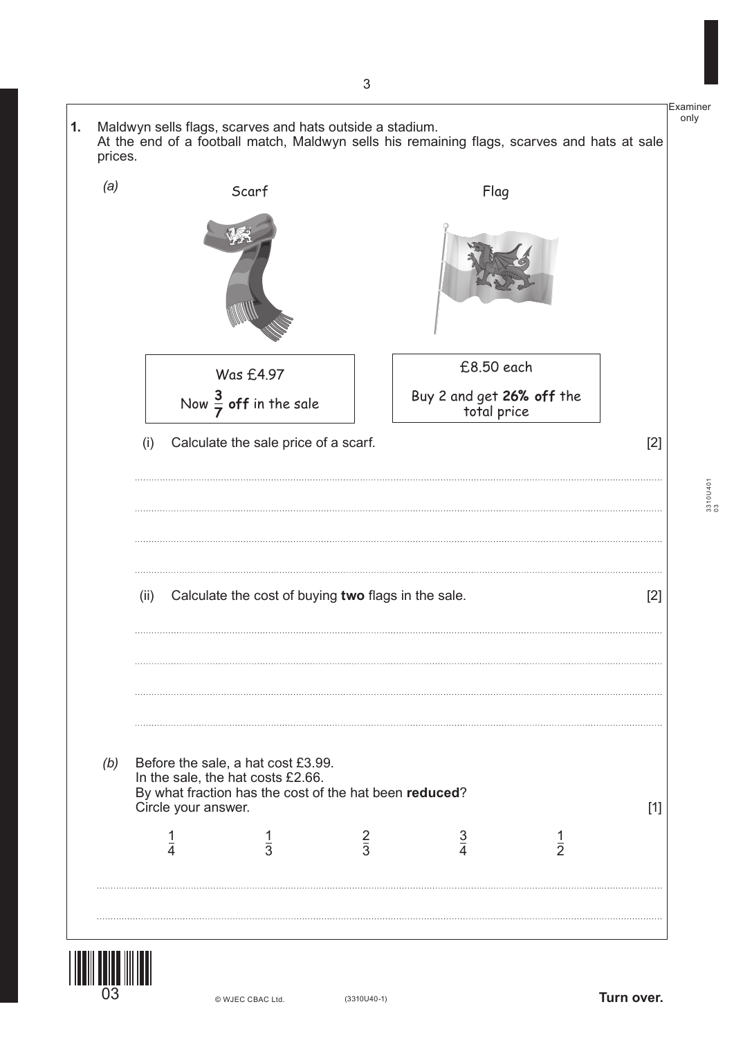**1.** Maldwyn sells flags, scarves and hats outside a stadium.
At the end of a football match, Maldwyn sells his remaining flags, scarves and hats at sale prices.

*(a)*

Scarf

Was £4.97

Now $\frac{3}{7}$ **off** in the sale

Flag

£8.50 each

Buy 2 and get **26% off** the total price

(i) Calculate the sale price of a scarf. [2]

..............................................................................................................................................

..............................................................................................................................................

..............................................................................................................................................

..............................................................................................................................................

(ii) Calculate the cost of buying **two** flags in the sale. [2]

..............................................................................................................................................

..............................................................................................................................................

..............................................................................................................................................

..............................................................................................................................................

*(b)* Before the sale, a hat cost £3.99.
In the sale, the hat costs £2.66.
By what fraction has the cost of the hat been **reduced**?
Circle your answer. [1]

$\frac{1}{4}$ $\frac{1}{3}$ $\frac{2}{3}$ $\frac{3}{4}$ $\frac{1}{2}$

..............................................................................................................................................

..............................................................................................................................................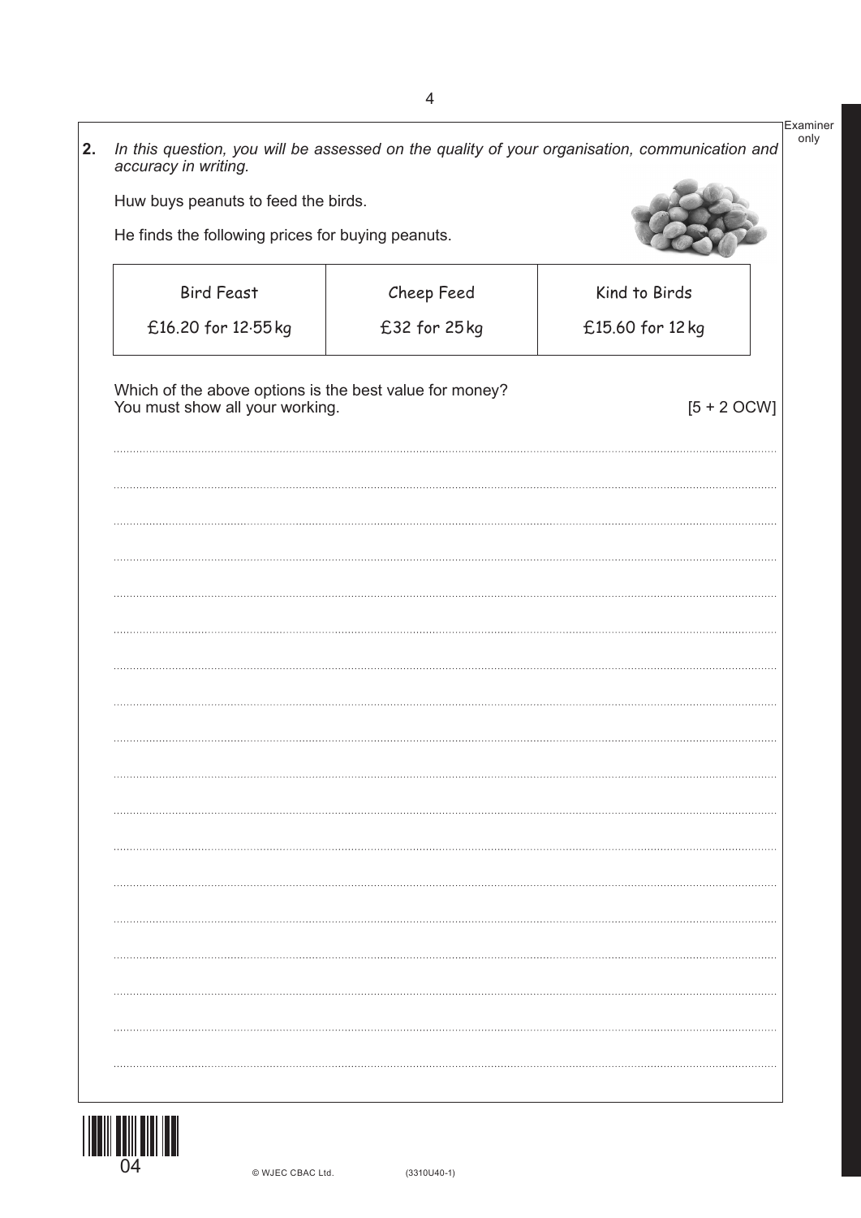**2.** *In this question, you will be assessed on the quality of your organisation, communication and accuracy in writing.*

Huw buys peanuts to feed the birds.

He finds the following prices for buying peanuts.

| Bird Feast | Cheep Feed | Kind to Birds |
|---|---|---|
| £16.20 for 12·55 kg | £32 for 25 kg | £15.60 for 12 kg |

Which of the above options is the best value for money?
You must show all your working. [5 + 2 OCW]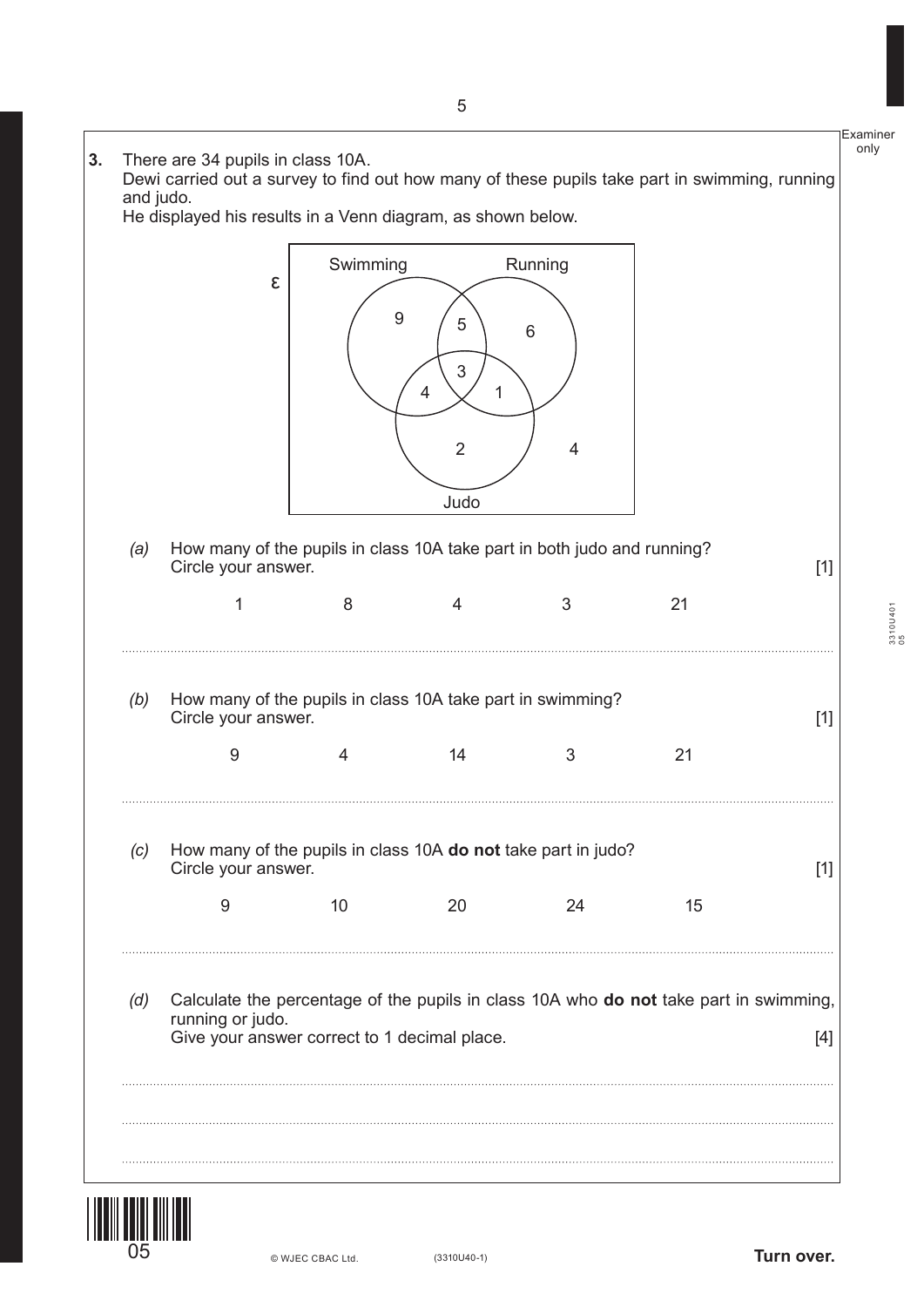**3.** There are 34 pupils in class 10A.
Dewi carried out a survey to find out how many of these pupils take part in swimming, running and judo.
He displayed his results in a Venn diagram, as shown below.

ε

Swimming     Running

9     5     6

3

4     1

2     4

Judo

*(a)* How many of the pupils in class 10A take part in both judo and running? Circle your answer. [1]

1     8     4     3     21

*(b)* How many of the pupils in class 10A take part in swimming? Circle your answer. [1]

9     4     14     3     21

*(c)* How many of the pupils in class 10A **do not** take part in judo? Circle your answer. [1]

9     10     20     24     15

*(d)* Calculate the percentage of the pupils in class 10A who **do not** take part in swimming, running or judo.
Give your answer correct to 1 decimal place. [4]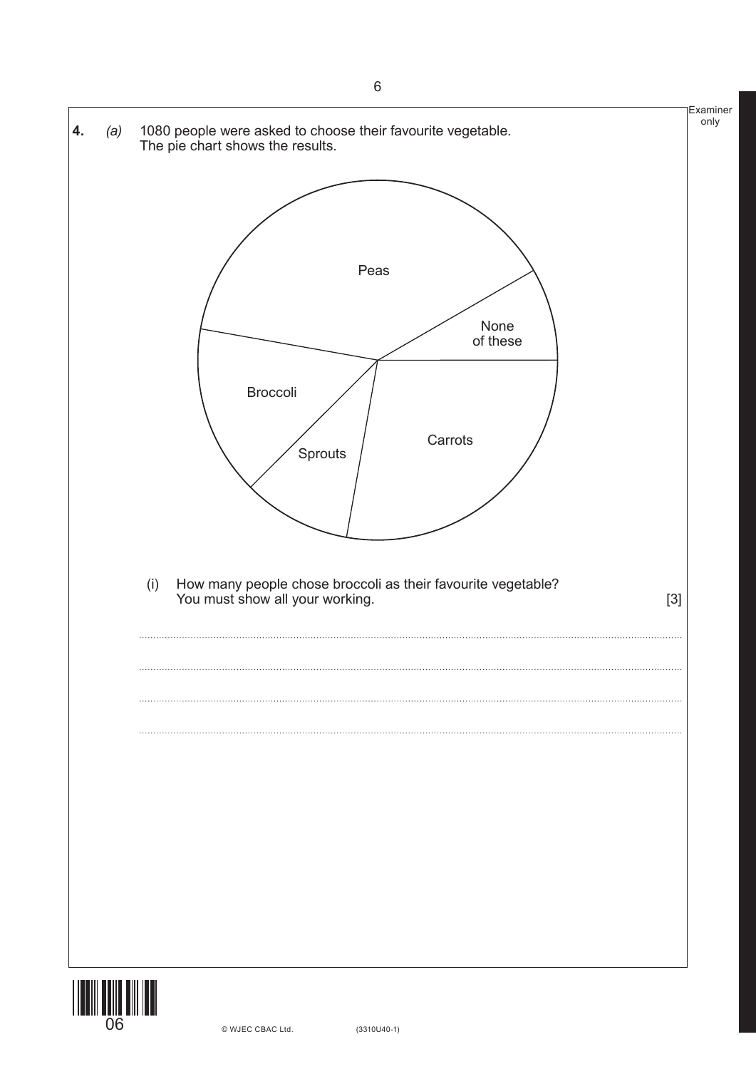**4.** *(a)* 1080 people were asked to choose their favourite vegetable.
The pie chart shows the results.

Peas

None of these

Broccoli

Sprouts

Carrots

(i) How many people chose broccoli as their favourite vegetable?
You must show all your working. [3]

..................................................................................................................................................

..................................................................................................................................................

..................................................................................................................................................

..................................................................................................................................................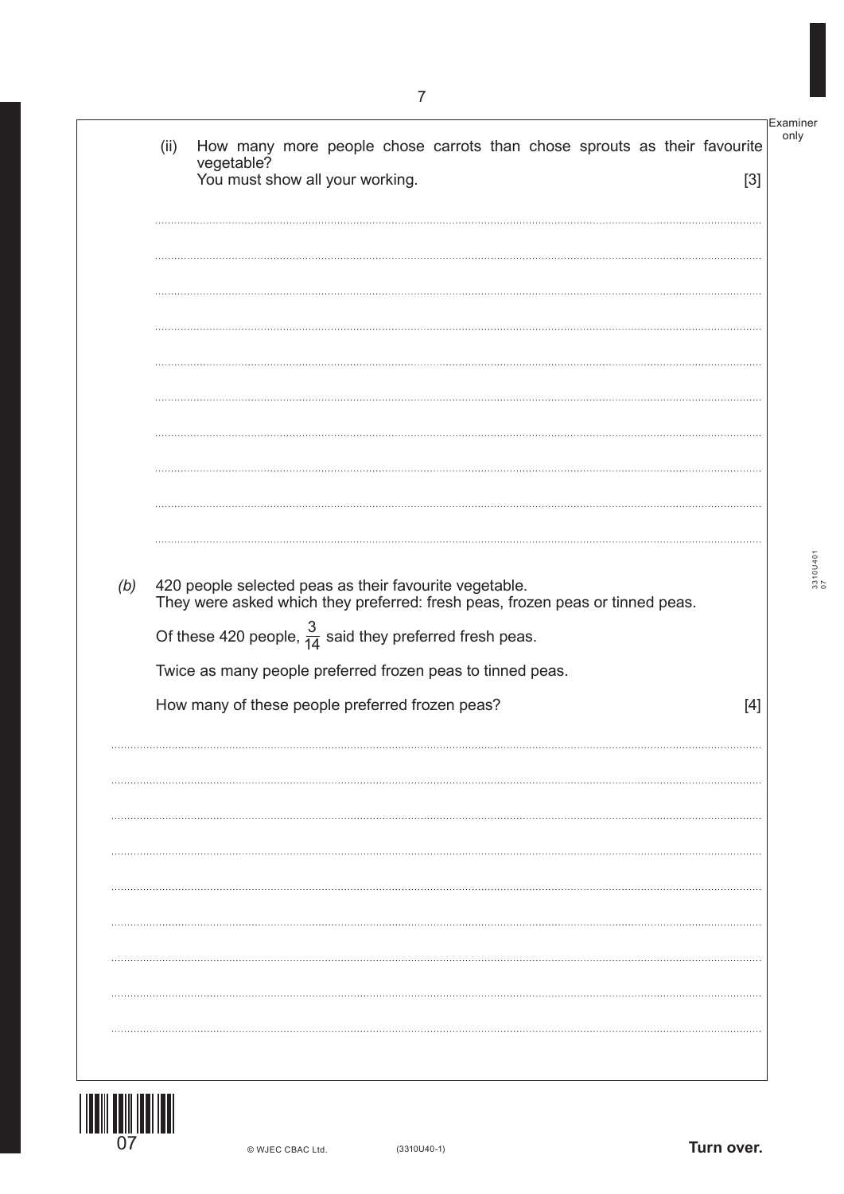(ii) How many more people chose carrots than chose sprouts as their favourite vegetable?
You must show all your working. [3]

*(b)* 420 people selected peas as their favourite vegetable.
They were asked which they preferred: fresh peas, frozen peas or tinned peas.

Of these 420 people, $\frac{3}{14}$ said they preferred fresh peas.

Twice as many people preferred frozen peas to tinned peas.

How many of these people preferred frozen peas? [4]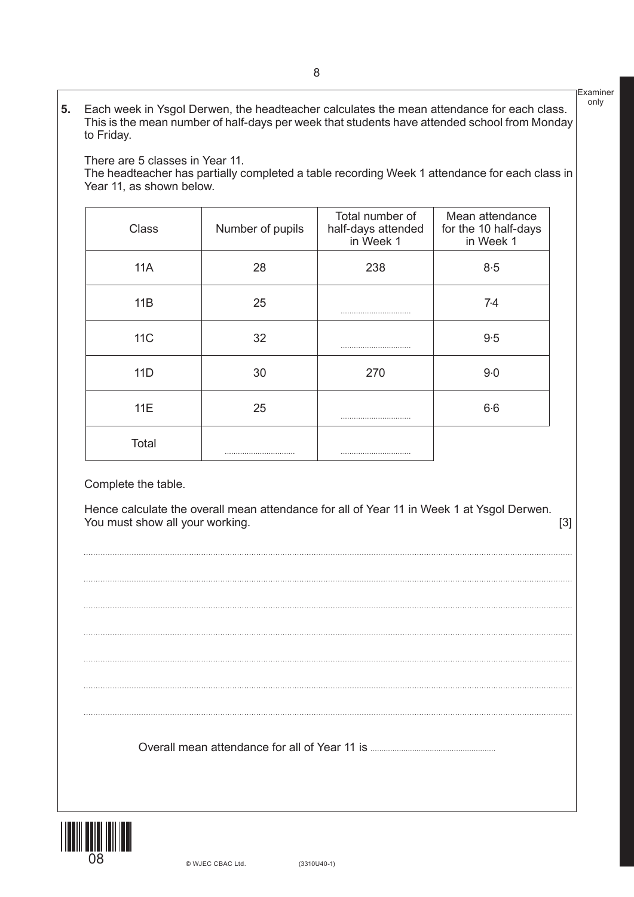**5.** Each week in Ysgol Derwen, the headteacher calculates the mean attendance for each class. This is the mean number of half-days per week that students have attended school from Monday to Friday.

There are 5 classes in Year 11.
The headteacher has partially completed a table recording Week 1 attendance for each class in Year 11, as shown below.

| Class | Number of pupils | Total number of half-days attended in Week 1 | Mean attendance for the 10 half-days in Week 1 |
|---|---|---|---|
| 11A | 28 | 238 | 8·5 |
| 11B | 25 | .............................. | 7·4 |
| 11C | 32 | .............................. | 9·5 |
| 11D | 30 | 270 | 9·0 |
| 11E | 25 | .............................. | 6·6 |
| Total | .............................. | .............................. | |

Complete the table.

Hence calculate the overall mean attendance for all of Year 11 in Week 1 at Ysgol Derwen.
You must show all your working. [3]

..............................................................................................................................................

..............................................................................................................................................

..............................................................................................................................................

..............................................................................................................................................

..............................................................................................................................................

..............................................................................................................................................

..............................................................................................................................................

Overall mean attendance for all of Year 11 is ..............................................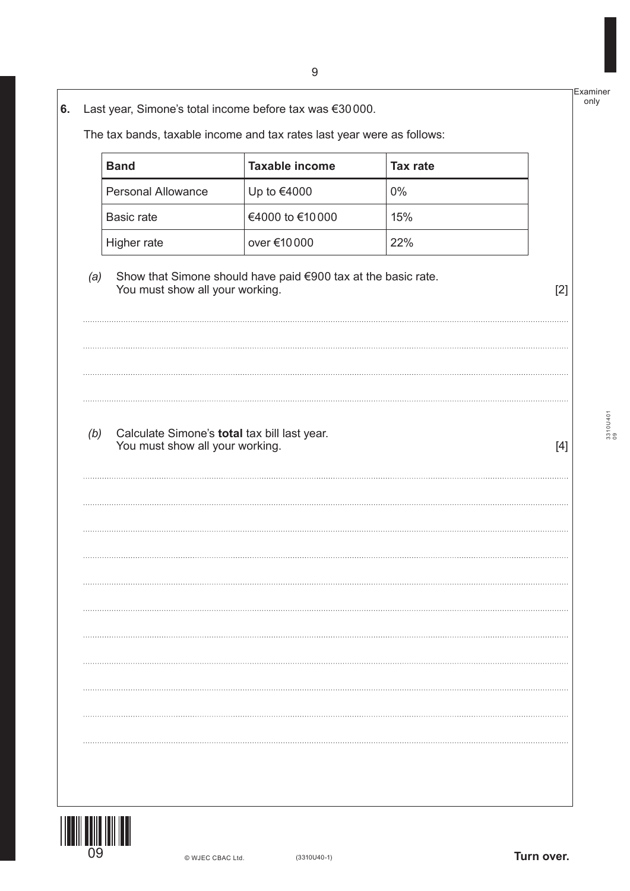**6.** Last year, Simone's total income before tax was €30 000.

The tax bands, taxable income and tax rates last year were as follows:

| Band | Taxable income | Tax rate |
|---|---|---|
| Personal Allowance | Up to €4000 | 0% |
| Basic rate | €4000 to €10 000 | 15% |
| Higher rate | over €10 000 | 22% |

*(a)* Show that Simone should have paid €900 tax at the basic rate. You must show all your working. [2]

*(b)* Calculate Simone's **total** tax bill last year. You must show all your working. [4]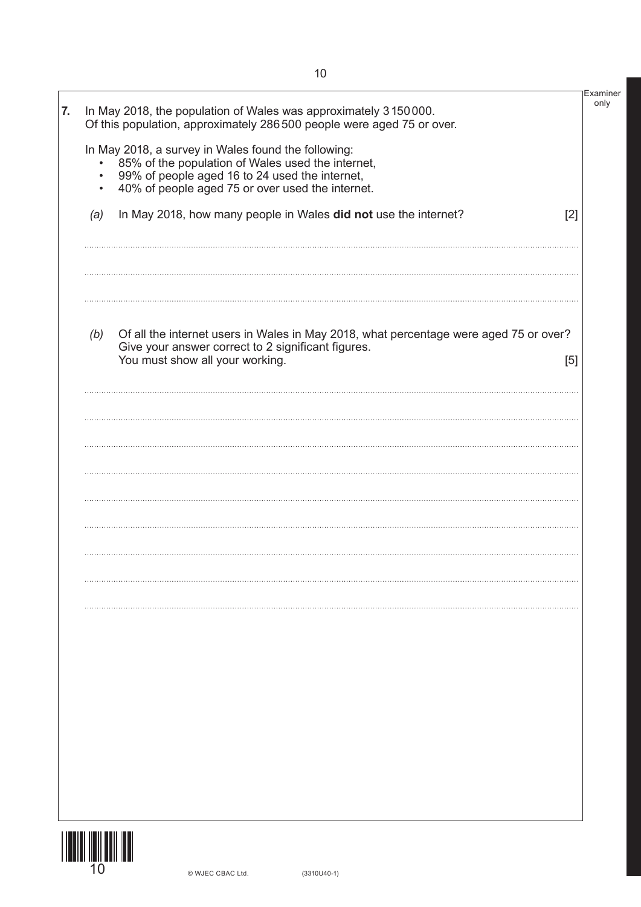**7.** In May 2018, the population of Wales was approximately 3 150 000.
Of this population, approximately 286 500 people were aged 75 or over.

In May 2018, a survey in Wales found the following:

- 85% of the population of Wales used the internet,
- 99% of people aged 16 to 24 used the internet,
- 40% of people aged 75 or over used the internet.

*(a)* In May 2018, how many people in Wales **did not** use the internet? [2]

*(b)* Of all the internet users in Wales in May 2018, what percentage were aged 75 or over?
Give your answer correct to 2 significant figures.
You must show all your working. [5]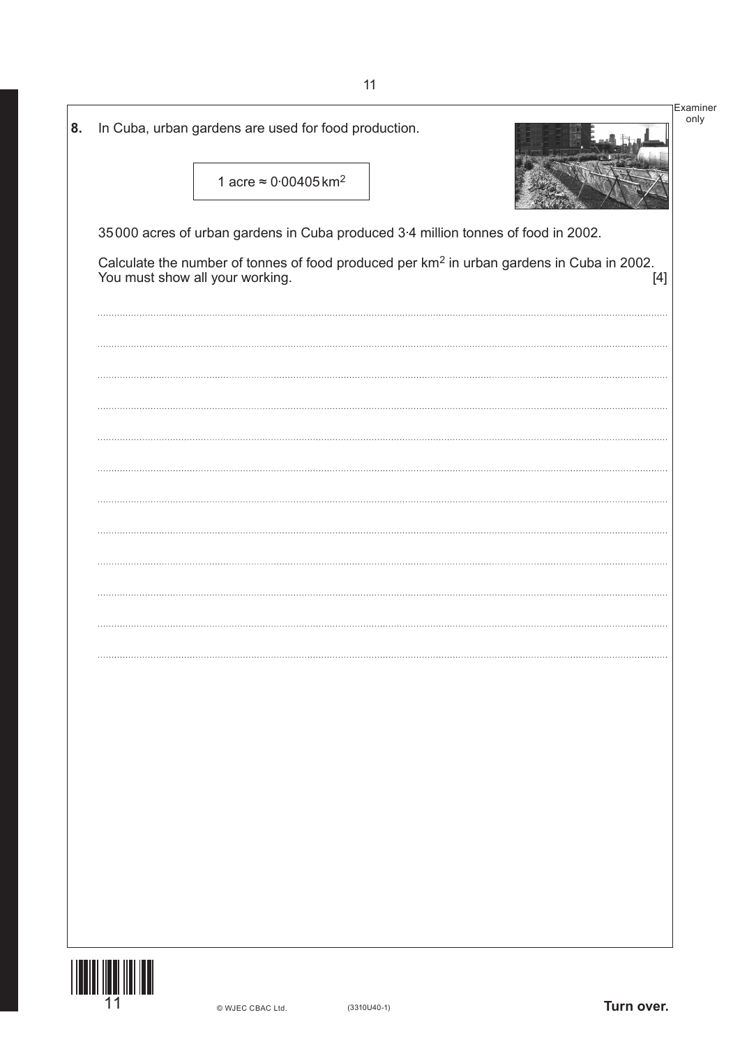**8.** In Cuba, urban gardens are used for food production.

1 acre ≈ $0{\cdot}00405\,\text{km}^2$

35 000 acres of urban gardens in Cuba produced 3·4 million tonnes of food in 2002.

Calculate the number of tonnes of food produced per $\text{km}^2$ in urban gardens in Cuba in 2002.
You must show all your working. [4]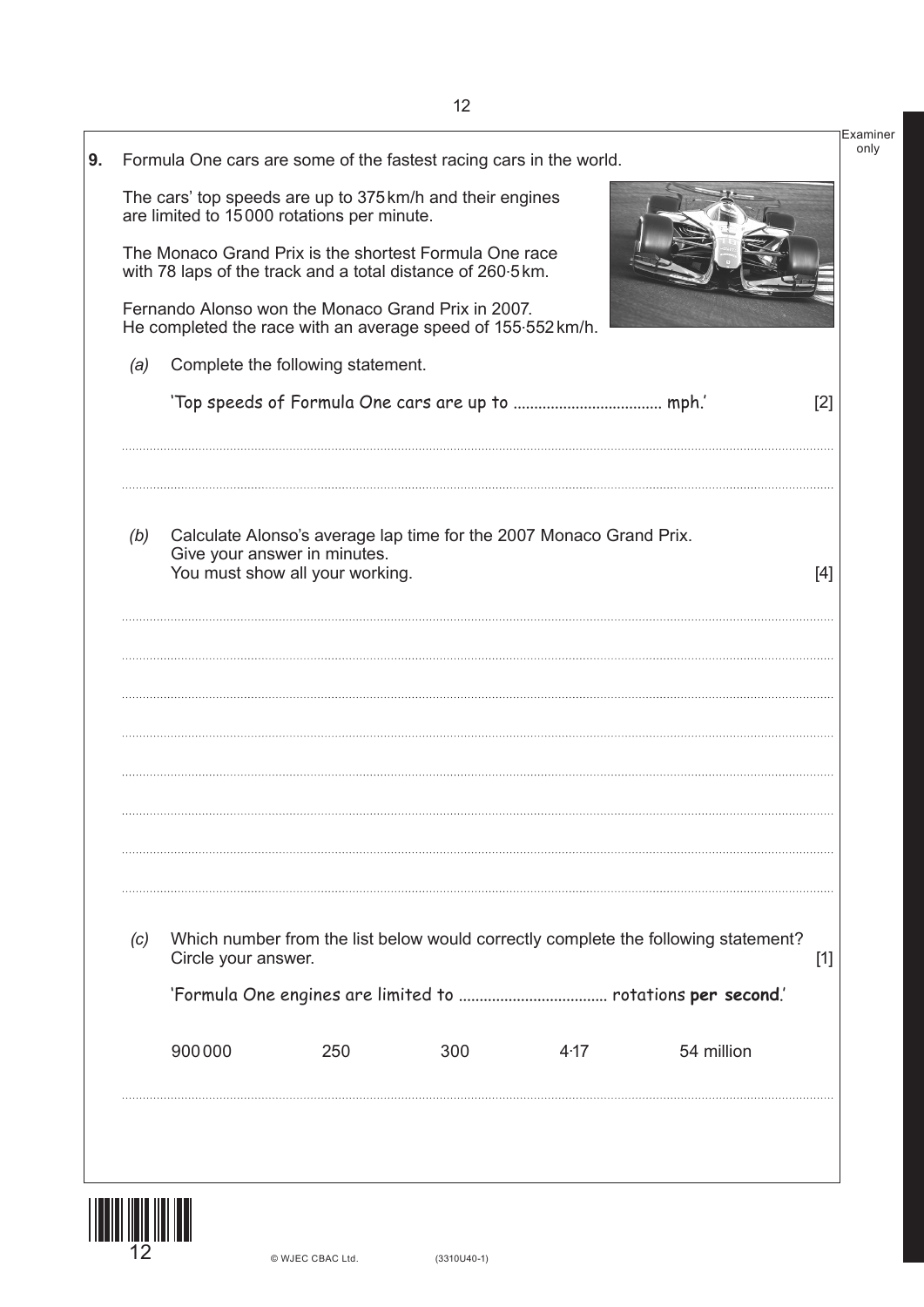**9.** Formula One cars are some of the fastest racing cars in the world.

The cars' top speeds are up to 375 km/h and their engines are limited to 15 000 rotations per minute.

The Monaco Grand Prix is the shortest Formula One race with 78 laps of the track and a total distance of 260·5 km.

Fernando Alonso won the Monaco Grand Prix in 2007.
He completed the race with an average speed of 155·552 km/h.

*(a)* Complete the following statement. [2]

'Top speeds of Formula One cars are up to .................................. mph.'

*(b)* Calculate Alonso's average lap time for the 2007 Monaco Grand Prix.
Give your answer in minutes.
You must show all your working. [4]

*(c)* Which number from the list below would correctly complete the following statement?
Circle your answer. [1]

'Formula One engines are limited to .................................. rotations **per second**.'

900 000 &nbsp;&nbsp;&nbsp;&nbsp; 250 &nbsp;&nbsp;&nbsp;&nbsp; 300 &nbsp;&nbsp;&nbsp;&nbsp; 4·17 &nbsp;&nbsp;&nbsp;&nbsp; 54 million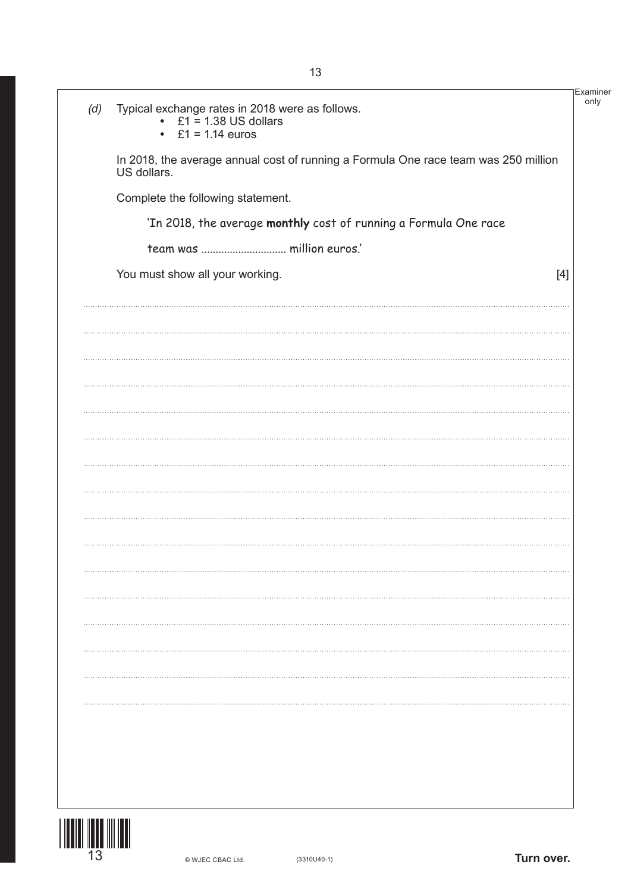*(d)* Typical exchange rates in 2018 were as follows.

- £1 = 1.38 US dollars
- £1 = 1.14 euros

In 2018, the average annual cost of running a Formula One race team was 250 million US dollars.

Complete the following statement.

'In 2018, the average **monthly** cost of running a Formula One race

team was ............................. million euros.'

You must show all your working. [4]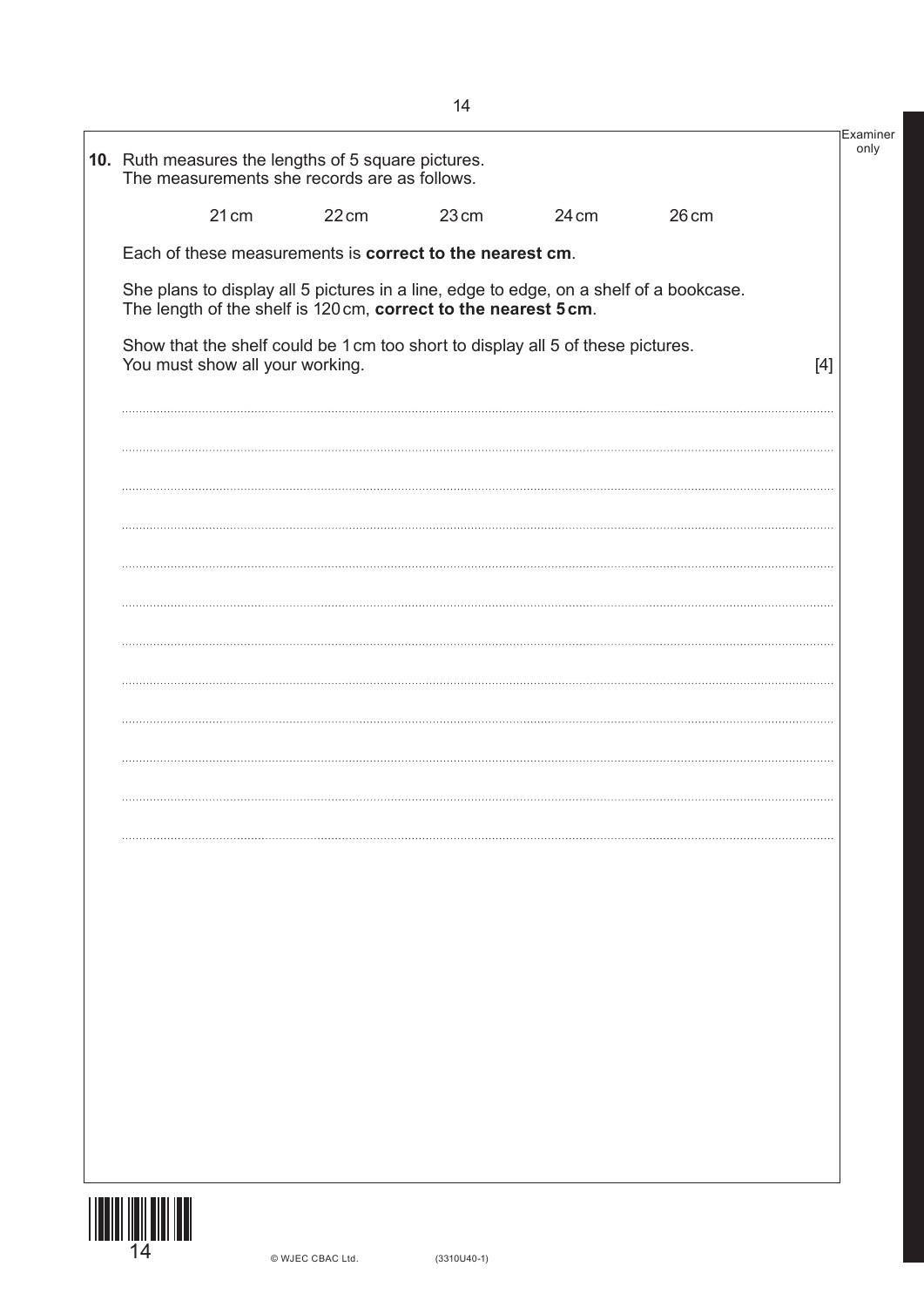**10.** Ruth measures the lengths of 5 square pictures.
The measurements she records are as follows.

21 cm  22 cm  23 cm  24 cm  26 cm

Each of these measurements is **correct to the nearest cm**.

She plans to display all 5 pictures in a line, edge to edge, on a shelf of a bookcase.
The length of the shelf is 120 cm, **correct to the nearest 5 cm**.

Show that the shelf could be 1 cm too short to display all 5 of these pictures.
You must show all your working. [4]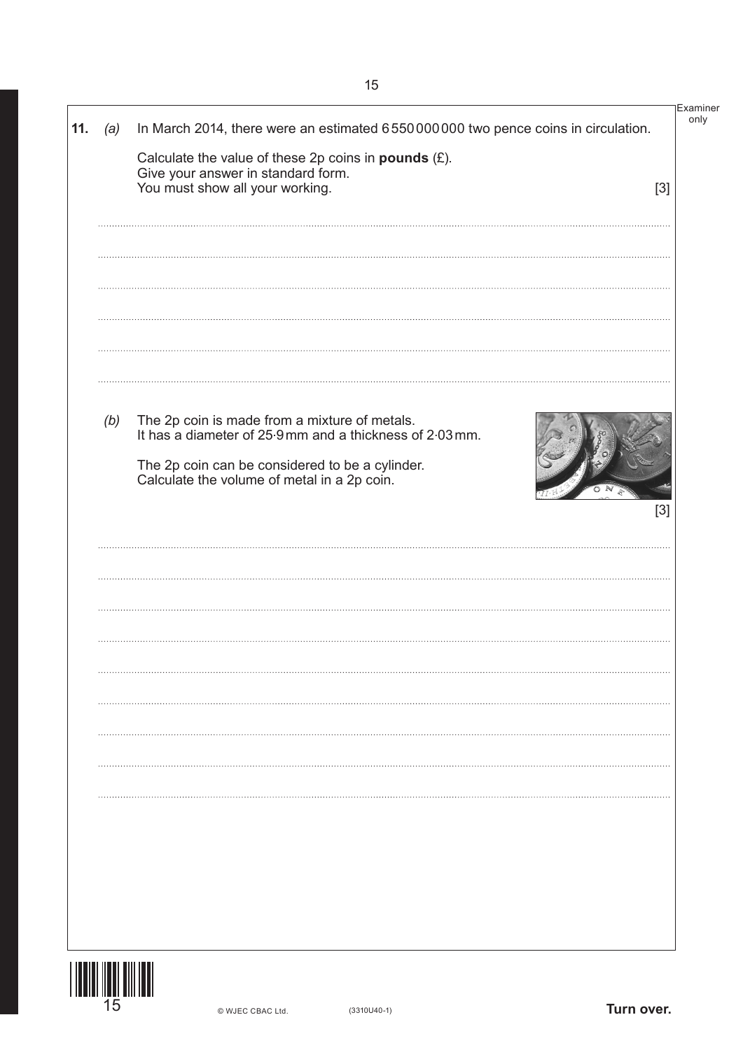**11.** *(a)* In March 2014, there were an estimated 6 550 000 000 two pence coins in circulation.

Calculate the value of these 2p coins in **pounds** (£).
Give your answer in standard form.
You must show all your working. [3]

*(b)* The 2p coin is made from a mixture of metals.
It has a diameter of 25·9 mm and a thickness of 2·03 mm.

The 2p coin can be considered to be a cylinder.
Calculate the volume of metal in a 2p coin. [3]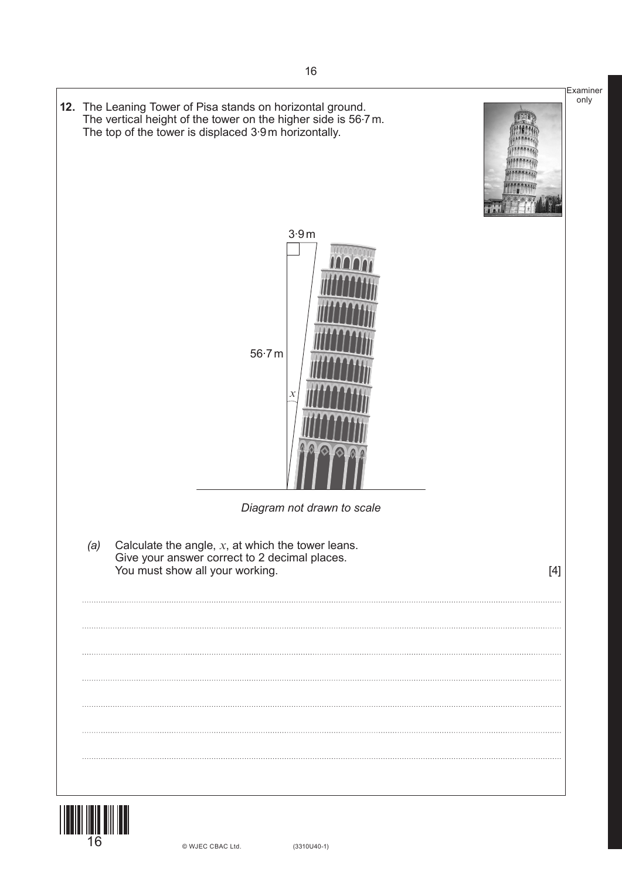**12.** The Leaning Tower of Pisa stands on horizontal ground.
The vertical height of the tower on the higher side is 56·7 m.
The top of the tower is displaced 3·9 m horizontally.

3·9 m

56·7 m

$x$

*Diagram not drawn to scale*

*(a)* Calculate the angle, $x$, at which the tower leans.
Give your answer correct to 2 decimal places.
You must show all your working. [4]

..............................................................................................................................................

..............................................................................................................................................

..............................................................................................................................................

..............................................................................................................................................

..............................................................................................................................................

..............................................................................................................................................

..............................................................................................................................................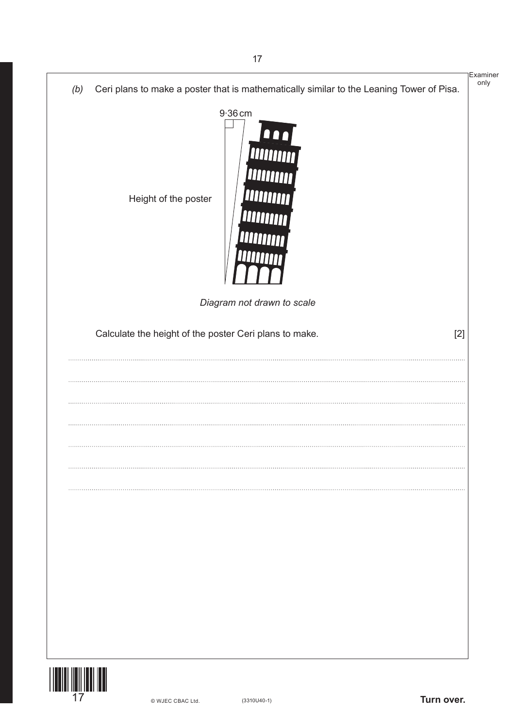(b) Ceri plans to make a poster that is mathematically similar to the Leaning Tower of Pisa.

9·36 cm

Height of the poster

*Diagram not drawn to scale*

Calculate the height of the poster Ceri plans to make. [2]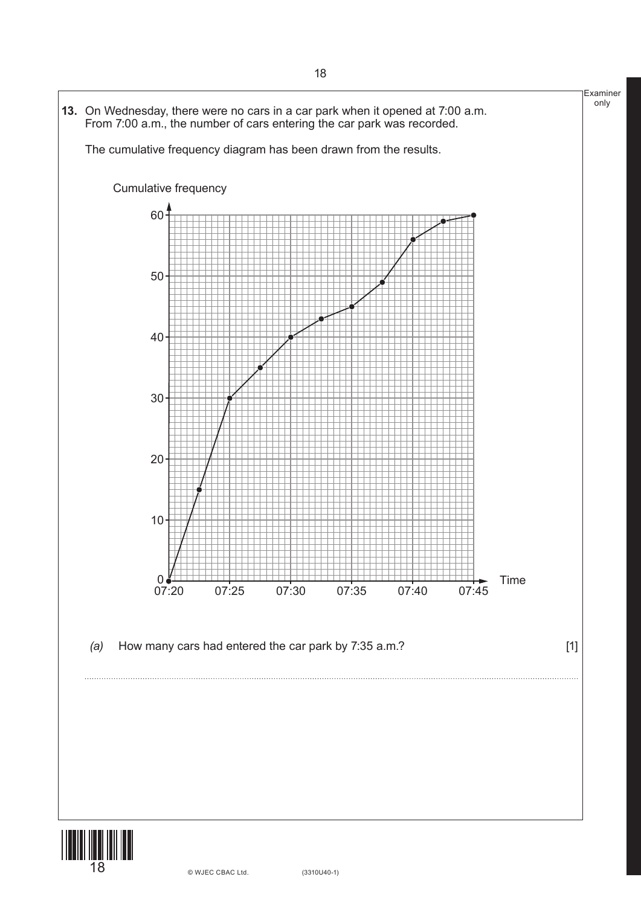**13.** On Wednesday, there were no cars in a car park when it opened at 7:00 a.m. From 7:00 a.m., the number of cars entering the car park was recorded.

The cumulative frequency diagram has been drawn from the results.

*(a)* How many cars had entered the car park by 7:35 a.m? [1]

..............................................................................................................................................................................................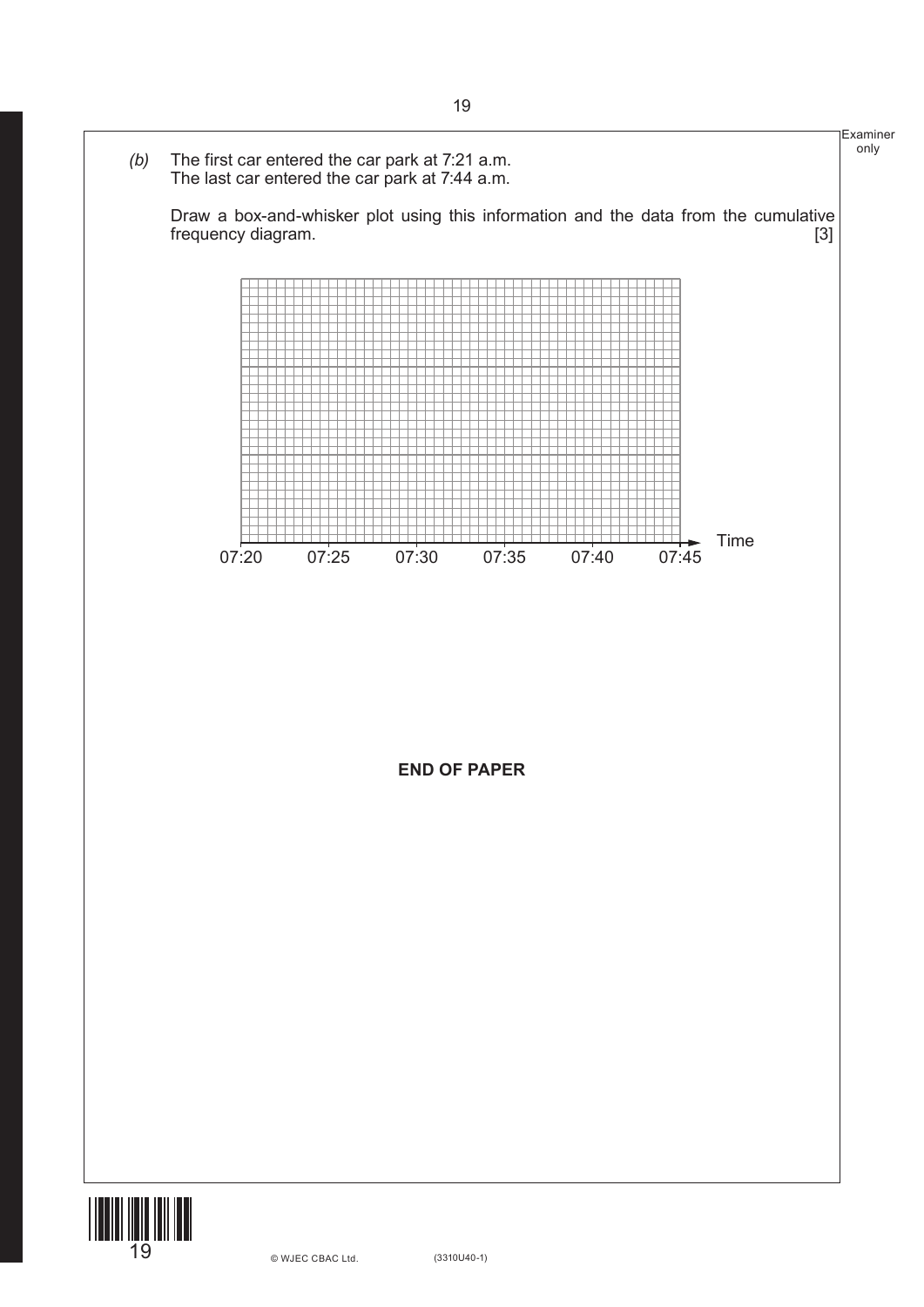*(b)* The first car entered the car park at 7:21 a.m.
The last car entered the car park at 7:44 a.m.

Draw a box-and-whisker plot using this information and the data from the cumulative frequency diagram. [3]

07:20 07:25 07:30 07:35 07:40 07:45 Time

**END OF PAPER**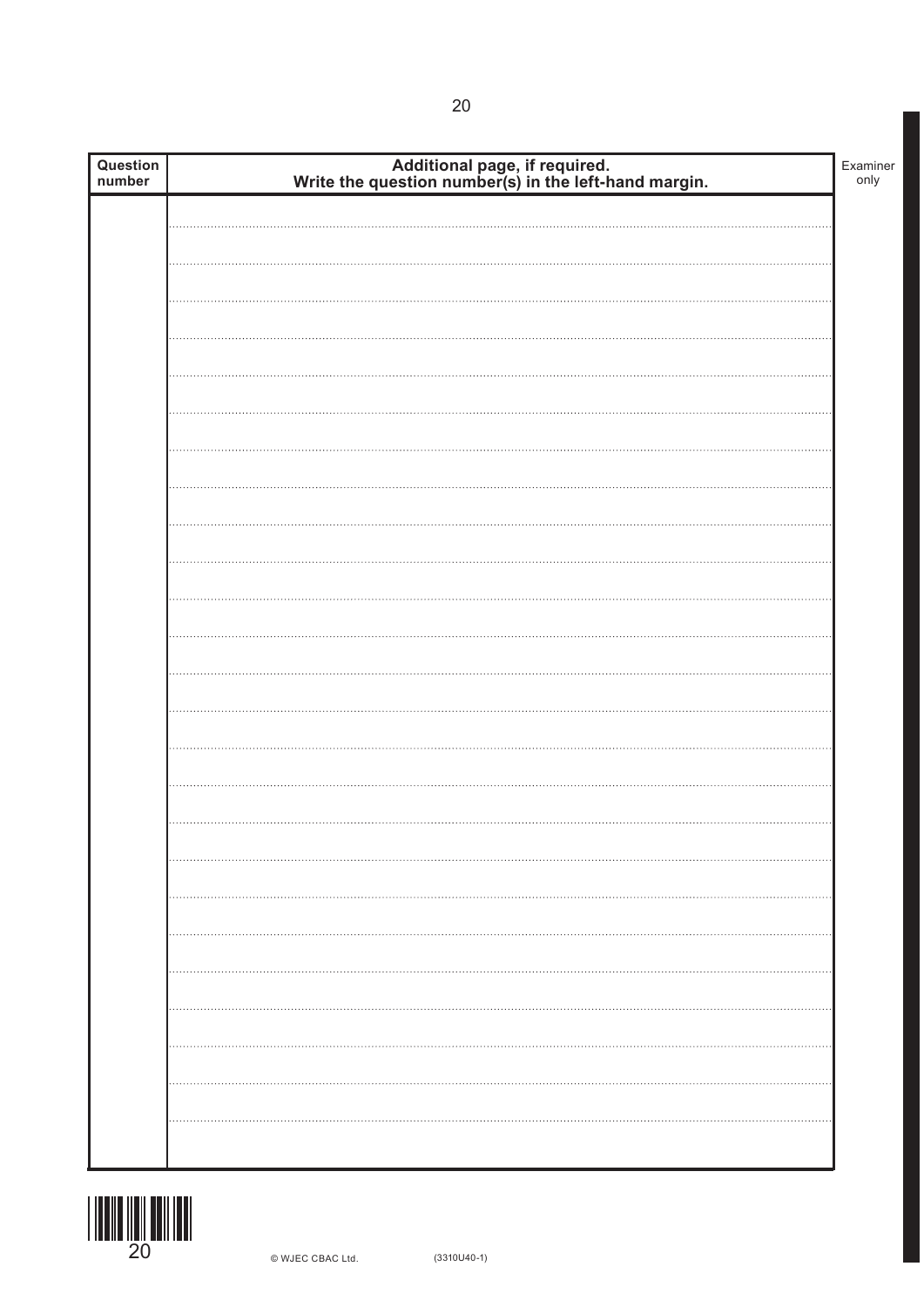| Question number | Additional page, if required. Write the question number(s) in the left-hand margin. |
| --- | --- |
| | |

Examiner only

© WJEC CBAC Ltd. (3310U40-1)